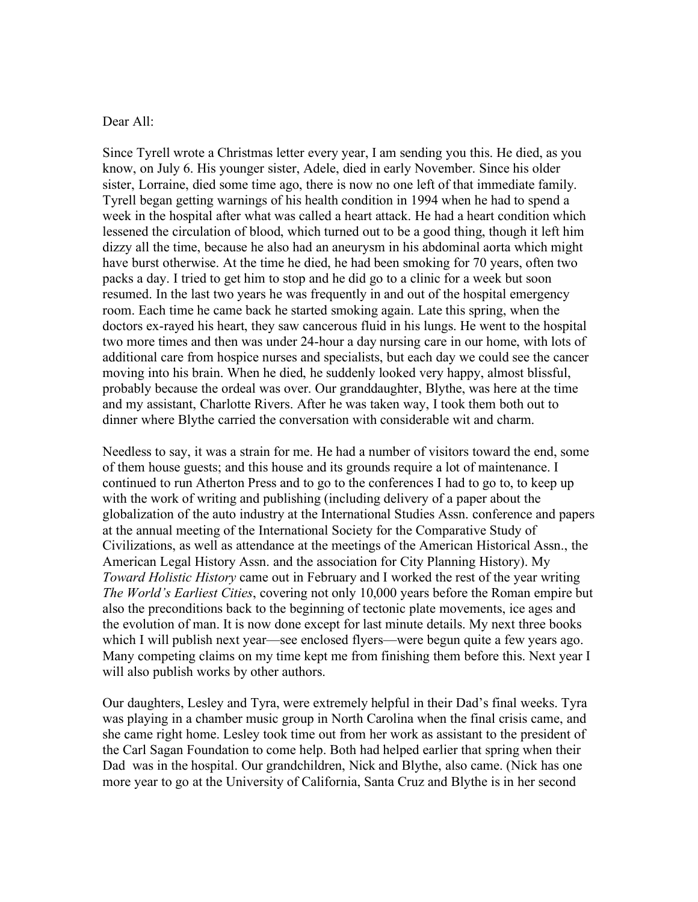Dear All:

Since Tyrell wrote a Christmas letter every year, I am sending you this. He died, as you know, on July 6. His younger sister, Adele, died in early November. Since his older sister, Lorraine, died some time ago, there is now no one left of that immediate family. Tyrell began getting warnings of his health condition in 1994 when he had to spend a week in the hospital after what was called a heart attack. He had a heart condition which lessened the circulation of blood, which turned out to be a good thing, though it left him dizzy all the time, because he also had an aneurysm in his abdominal aorta which might have burst otherwise. At the time he died, he had been smoking for 70 years, often two packs a day. I tried to get him to stop and he did go to a clinic for a week but soon resumed. In the last two years he was frequently in and out of the hospital emergency room. Each time he came back he started smoking again. Late this spring, when the doctors ex-rayed his heart, they saw cancerous fluid in his lungs. He went to the hospital two more times and then was under 24-hour a day nursing care in our home, with lots of additional care from hospice nurses and specialists, but each day we could see the cancer moving into his brain. When he died, he suddenly looked very happy, almost blissful, probably because the ordeal was over. Our granddaughter, Blythe, was here at the time and my assistant, Charlotte Rivers. After he was taken way, I took them both out to dinner where Blythe carried the conversation with considerable wit and charm.

Needless to say, it was a strain for me. He had a number of visitors toward the end, some of them house guests; and this house and its grounds require a lot of maintenance. I continued to run Atherton Press and to go to the conferences I had to go to, to keep up with the work of writing and publishing (including delivery of a paper about the globalization of the auto industry at the International Studies Assn. conference and papers at the annual meeting of the International Society for the Comparative Study of Civilizations, as well as attendance at the meetings of the American Historical Assn., the American Legal History Assn. and the association for City Planning History). My *Toward Holistic History* came out in February and I worked the rest of the year writing *The World's Earliest Cities*, covering not only 10,000 years before the Roman empire but also the preconditions back to the beginning of tectonic plate movements, ice ages and the evolution of man. It is now done except for last minute details. My next three books which I will publish next year—see enclosed flyers—were begun quite a few years ago. Many competing claims on my time kept me from finishing them before this. Next year I will also publish works by other authors.

Our daughters, Lesley and Tyra, were extremely helpful in their Dad's final weeks. Tyra was playing in a chamber music group in North Carolina when the final crisis came, and she came right home. Lesley took time out from her work as assistant to the president of the Carl Sagan Foundation to come help. Both had helped earlier that spring when their Dad was in the hospital. Our grandchildren, Nick and Blythe, also came. (Nick has one more year to go at the University of California, Santa Cruz and Blythe is in her second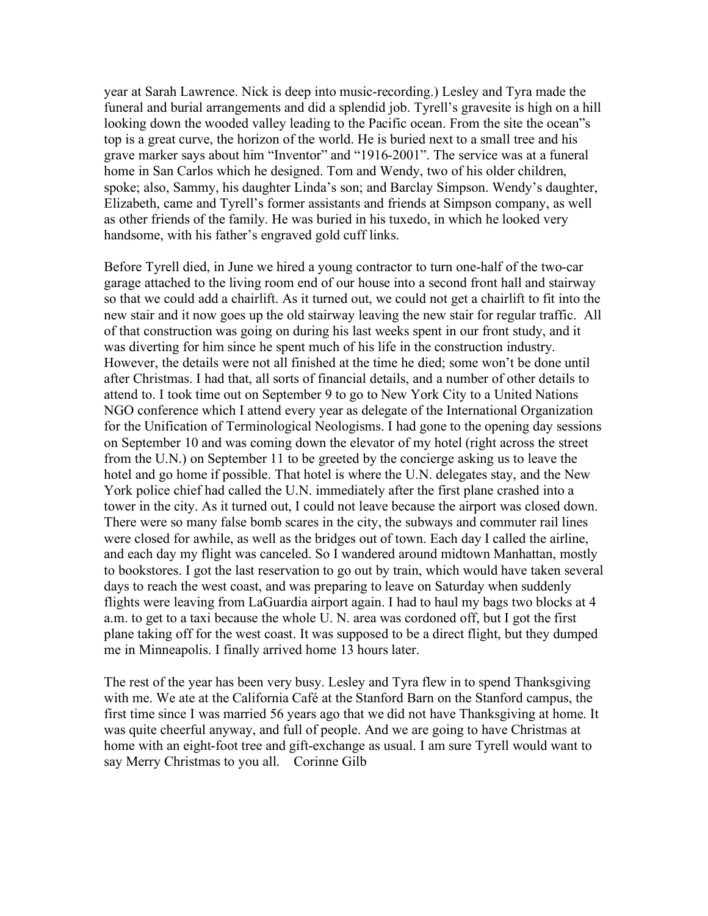year at Sarah Lawrence. Nick is deep into music-recording.) Lesley and Tyra made the funeral and burial arrangements and did a splendid job. Tyrell's gravesite is high on a hill looking down the wooded valley leading to the Pacific ocean. From the site the ocean"s top is a great curve, the horizon of the world. He is buried next to a small tree and his grave marker says about him "Inventor" and "1916-2001". The service was at a funeral home in San Carlos which he designed. Tom and Wendy, two of his older children, spoke; also, Sammy, his daughter Linda's son; and Barclay Simpson. Wendy's daughter, Elizabeth, came and Tyrell's former assistants and friends at Simpson company, as well as other friends of the family. He was buried in his tuxedo, in which he looked very handsome, with his father's engraved gold cuff links.

Before Tyrell died, in June we hired a young contractor to turn one-half of the two-car garage attached to the living room end of our house into a second front hall and stairway so that we could add a chairlift. As it turned out, we could not get a chairlift to fit into the new stair and it now goes up the old stairway leaving the new stair for regular traffic. All of that construction was going on during his last weeks spent in our front study, and it was diverting for him since he spent much of his life in the construction industry. However, the details were not all finished at the time he died; some won't be done until after Christmas. I had that, all sorts of financial details, and a number of other details to attend to. I took time out on September 9 to go to New York City to a United Nations NGO conference which I attend every year as delegate of the International Organization for the Unification of Terminological Neologisms. I had gone to the opening day sessions on September 10 and was coming down the elevator of my hotel (right across the street from the U.N.) on September 11 to be greeted by the concierge asking us to leave the hotel and go home if possible. That hotel is where the U.N. delegates stay, and the New York police chief had called the U.N. immediately after the first plane crashed into a tower in the city. As it turned out, I could not leave because the airport was closed down. There were so many false bomb scares in the city, the subways and commuter rail lines were closed for awhile, as well as the bridges out of town. Each day I called the airline, and each day my flight was canceled. So I wandered around midtown Manhattan, mostly to bookstores. I got the last reservation to go out by train, which would have taken several days to reach the west coast, and was preparing to leave on Saturday when suddenly flights were leaving from LaGuardia airport again. I had to haul my bags two blocks at 4 a.m. to get to a taxi because the whole U. N. area was cordoned off, but I got the first plane taking off for the west coast. It was supposed to be a direct flight, but they dumped me in Minneapolis. I finally arrived home 13 hours later.

The rest of the year has been very busy. Lesley and Tyra flew in to spend Thanksgiving with me. We ate at the California Café at the Stanford Barn on the Stanford campus, the first time since I was married 56 years ago that we did not have Thanksgiving at home. It was quite cheerful anyway, and full of people. And we are going to have Christmas at home with an eight-foot tree and gift-exchange as usual. I am sure Tyrell would want to say Merry Christmas to you all. Corinne Gilb